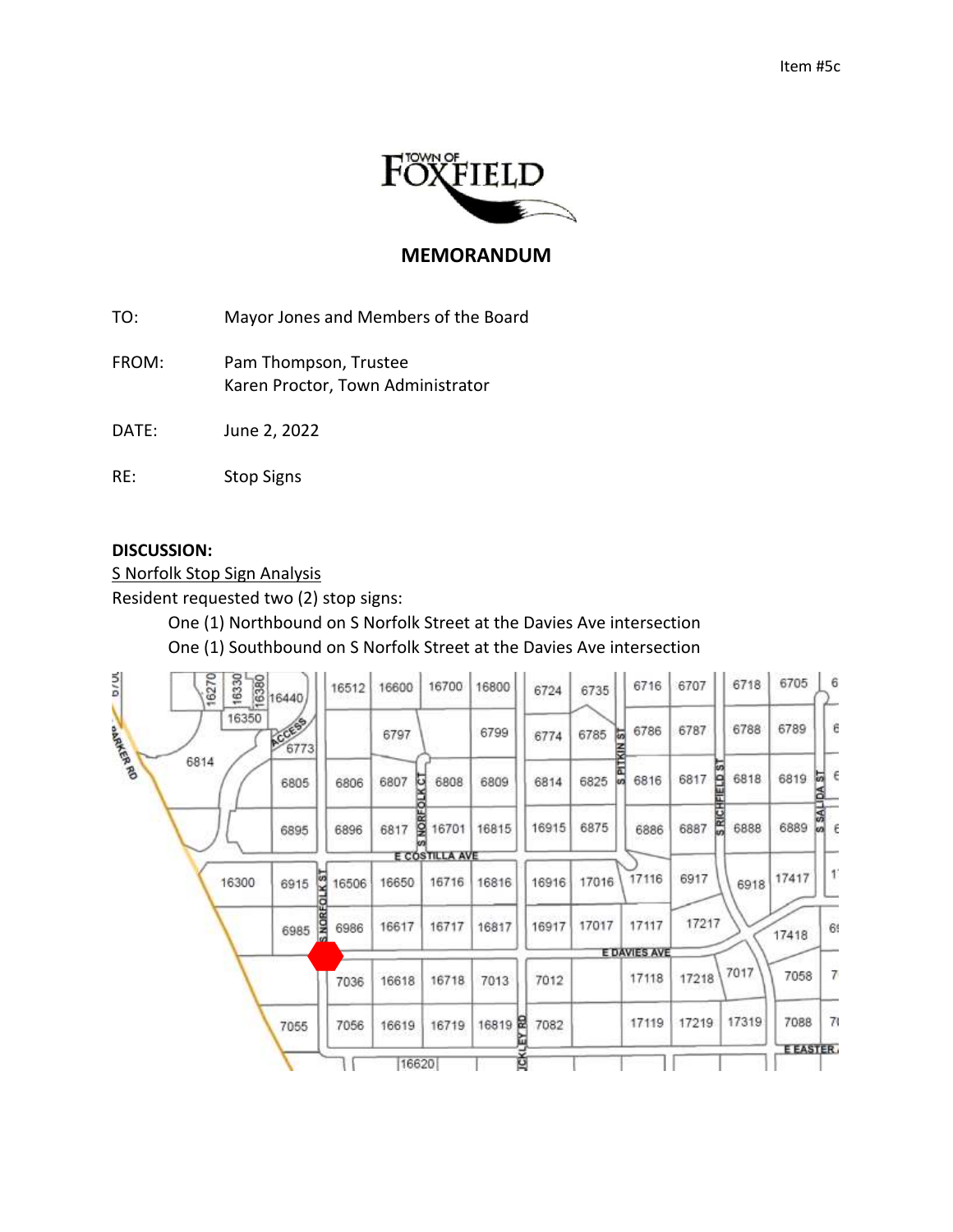Item #5c

TOWN OF FOXFIELD

## MEMORANDUM

TO: Mayor Jones and Members of the Board

FROM: Pam Thompson, Trustee
Karen Proctor, Town Administrator

DATE: June 2, 2022

RE: Stop Signs

**DISCUSSION:**

S Norfolk Stop Sign Analysis

Resident requested two (2) stop signs:

One (1) Northbound on S Norfolk Street at the Davies Ave intersection
One (1) Southbound on S Norfolk Street at the Davies Ave intersection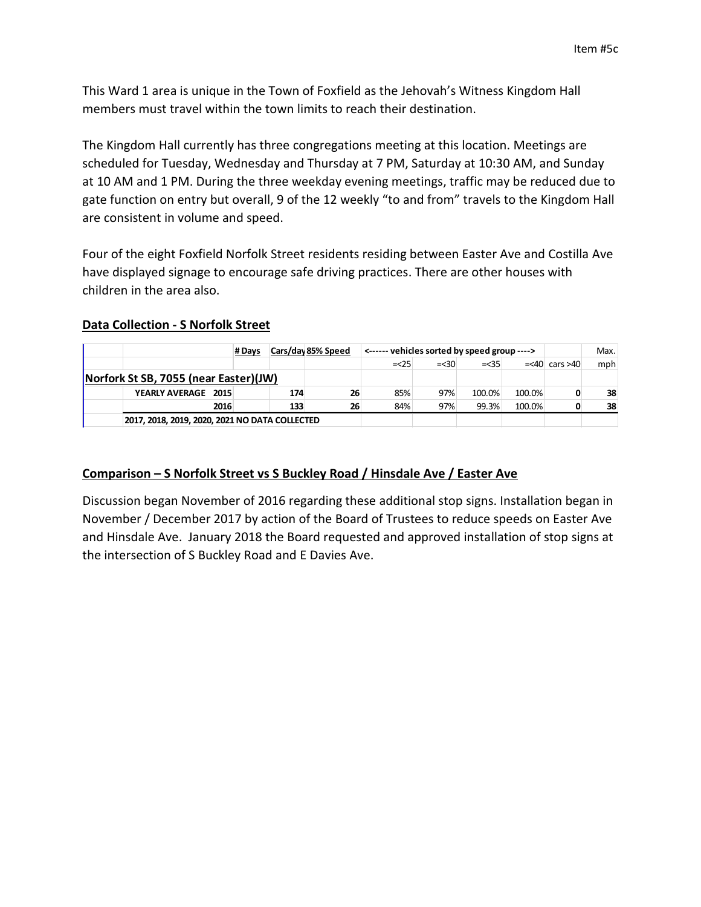Item #5c

This Ward 1 area is unique in the Town of Foxfield as the Jehovah's Witness Kingdom Hall members must travel within the town limits to reach their destination.

The Kingdom Hall currently has three congregations meeting at this location. Meetings are scheduled for Tuesday, Wednesday and Thursday at 7 PM, Saturday at 10:30 AM, and Sunday at 10 AM and 1 PM. During the three weekday evening meetings, traffic may be reduced due to gate function on entry but overall, 9 of the 12 weekly "to and from" travels to the Kingdom Hall are consistent in volume and speed.

Four of the eight Foxfield Norfolk Street residents residing between Easter Ave and Costilla Ave have displayed signage to encourage safe driving practices. There are other houses with children in the area also.

## Data Collection - S Norfolk Street

| | | # Days | Cars/day | 85% Speed | <------ vehicles sorted by speed group ----> | | | | | Max. |
|---|---|---|---|---|---|---|---|---|---|---|
| | | | | | =<25 | =<30 | =<35 | =<40 | cars >40 | mph |
| **Norfolk St SB, 7055 (near Easter)(JW)** | | | | | | | | | | |
| | **YEARLY AVERAGE 2015** | | **174** | **26** | 85% | 97% | 100.0% | 100.0% | **0** | **38** |
| | **2016** | | **133** | **26** | 84% | 97% | 99.3% | 100.0% | **0** | **38** |
| | **2017, 2018, 2019, 2020, 2021 NO DATA COLLECTED** | | | | | | | | | |

## Comparison – S Norfolk Street vs S Buckley Road / Hinsdale Ave / Easter Ave

Discussion began November of 2016 regarding these additional stop signs. Installation began in November / December 2017 by action of the Board of Trustees to reduce speeds on Easter Ave and Hinsdale Ave. January 2018 the Board requested and approved installation of stop signs at the intersection of S Buckley Road and E Davies Ave.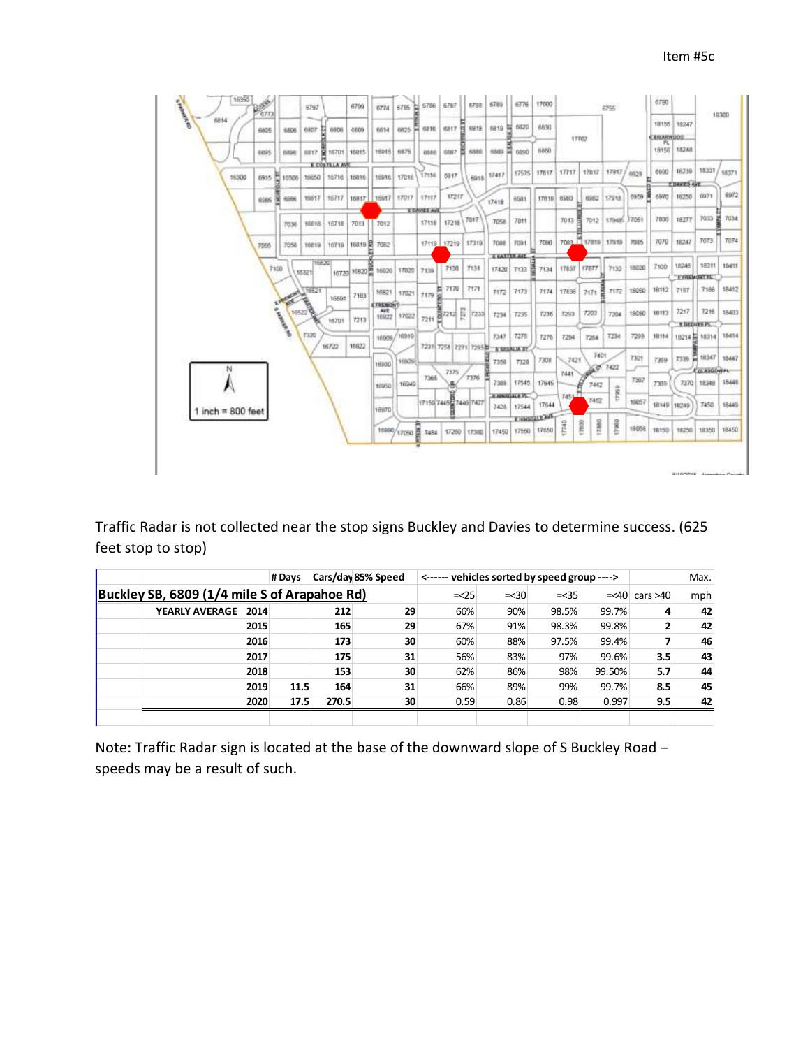Item #5c

Traffic Radar is not collected near the stop signs Buckley and Davies to determine success. (625 feet stop to stop)

| | | # Days | Cars/day | 85% Speed | <------ vehicles sorted by speed group ----> | | | | | Max. |
|---|---|---|---|---|---|---|---|---|---|---|
| **Buckley SB, 6809 (1/4 mile S of Arapahoe Rd)** | | | | | =<25 | =<30 | =<35 | =<40 | cars >40 | mph |
| | **YEARLY AVERAGE 2014** | | **212** | **29** | 66% | 90% | 98.5% | 99.7% | **4** | **42** |
| | **2015** | | **165** | **29** | 67% | 91% | 98.3% | 99.8% | **2** | **42** |
| | **2016** | | **173** | **30** | 60% | 88% | 97.5% | 99.4% | **7** | **46** |
| | **2017** | | **175** | **31** | 56% | 83% | 97% | 99.6% | **3.5** | **43** |
| | **2018** | | **153** | **30** | 62% | 86% | 98% | 99.50% | **5.7** | **44** |
| | **2019** | **11.5** | **164** | **31** | 66% | 89% | 99% | 99.7% | **8.5** | **45** |
| | **2020** | **17.5** | **270.5** | **30** | 0.59 | 0.86 | 0.98 | 0.997 | **9.5** | **42** |

Note: Traffic Radar sign is located at the base of the downward slope of S Buckley Road – speeds may be a result of such.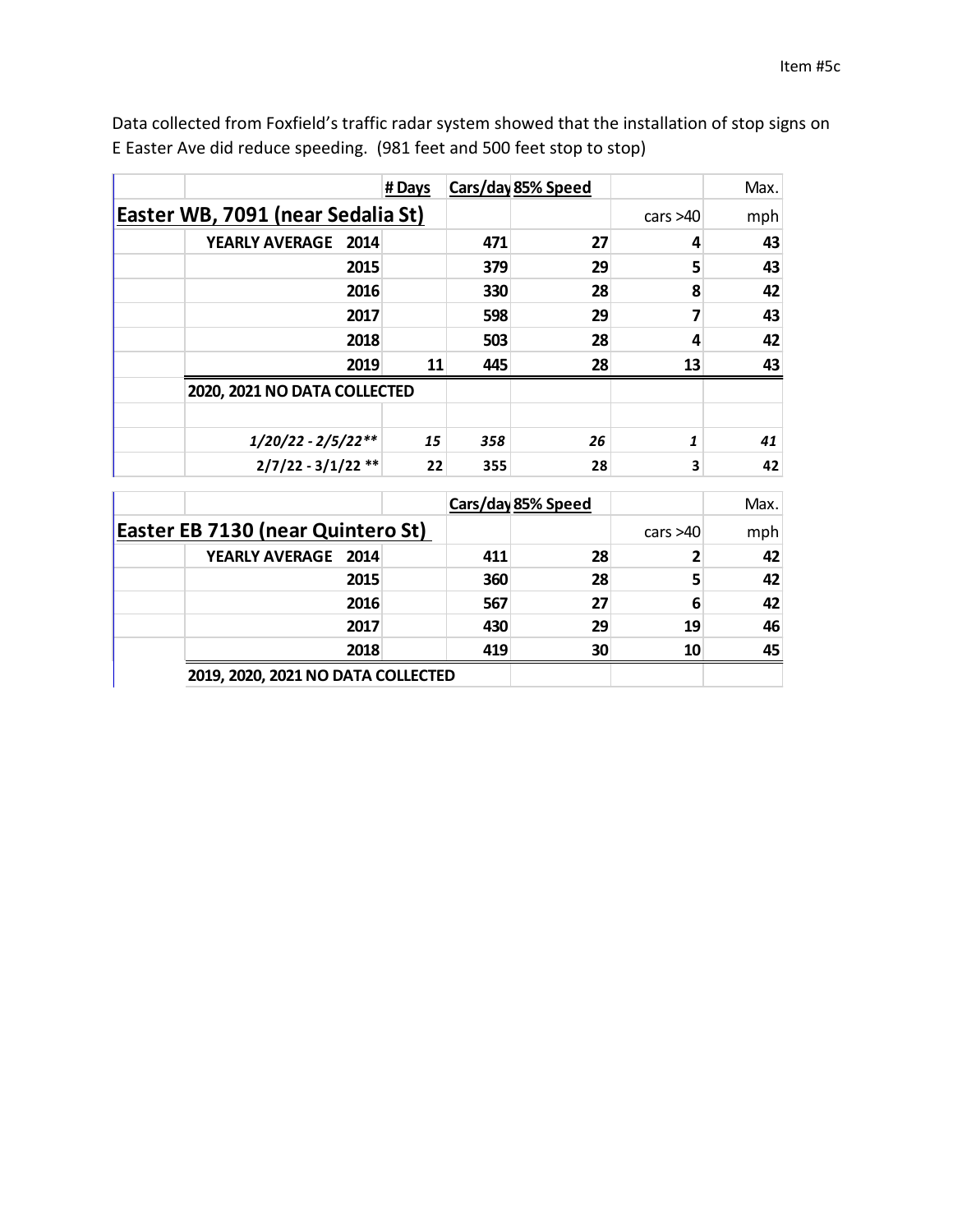Item #5c

Data collected from Foxfield's traffic radar system showed that the installation of stop signs on E Easter Ave did reduce speeding. (981 feet and 500 feet stop to stop)

| | | # Days | Cars/day | 85% Speed | | Max. |
|---|---|---|---|---|---|---|
| **Easter WB, 7091 (near Sedalia St)** | | | | | cars >40 | mph |
| | **YEARLY AVERAGE 2014** | | **471** | **27** | **4** | **43** |
| | **2015** | | **379** | **29** | **5** | **43** |
| | **2016** | | **330** | **28** | **8** | **42** |
| | **2017** | | **598** | **29** | **7** | **43** |
| | **2018** | | **503** | **28** | **4** | **42** |
| | **2019** | **11** | **445** | **28** | **13** | **43** |
| | **2020, 2021 NO DATA COLLECTED** | | | | | |
| | | | | | | |
| | ***1/20/22 - 2/5/22*** | ***15*** | ***358*** | ***26*** | ***1*** | ***41*** |
| | **2/7/22 - 3/1/22 ** ** | **22** | **355** | **28** | **3** | **42** |

| | | | Cars/day | 85% Speed | | Max. |
|---|---|---|---|---|---|---|
| **Easter EB 7130 (near Quintero St)** | | | | | cars >40 | mph |
| | **YEARLY AVERAGE 2014** | | **411** | **28** | **2** | **42** |
| | **2015** | | **360** | **28** | **5** | **42** |
| | **2016** | | **567** | **27** | **6** | **42** |
| | **2017** | | **430** | **29** | **19** | **46** |
| | **2018** | | **419** | **30** | **10** | **45** |
| | **2019, 2020, 2021 NO DATA COLLECTED** | | | | | |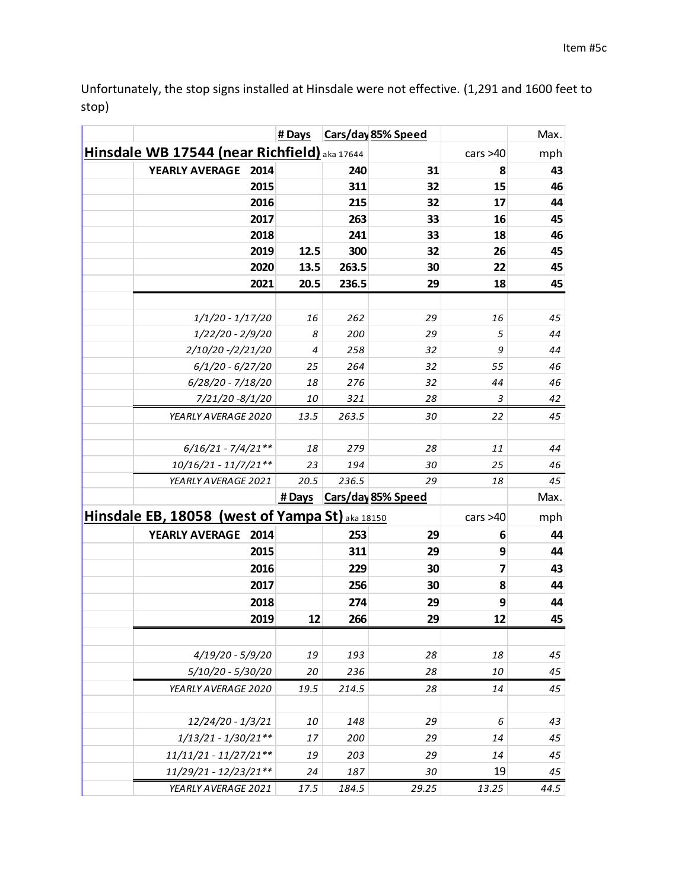Item #5c

Unfortunately, the stop signs installed at Hinsdale were not effective. (1,291 and 1600 feet to stop)

| | # Days | Cars/day | 85% Speed | | Max. |
|---|---|---|---|---|---|
| **Hinsdale WB 17544 (near Richfield)** aka 17644 | | | | cars >40 | mph |
| **YEARLY AVERAGE 2014** | | **240** | **31** | **8** | **43** |
| **2015** | | **311** | **32** | **15** | **46** |
| **2016** | | **215** | **32** | **17** | **44** |
| **2017** | | **263** | **33** | **16** | **45** |
| **2018** | | **241** | **33** | **18** | **46** |
| **2019** | **12.5** | **300** | **32** | **26** | **45** |
| **2020** | **13.5** | **263.5** | **30** | **22** | **45** |
| **2021** | **20.5** | **236.5** | **29** | **18** | **45** |
| | | | | | |
| *1/1/20 - 1/17/20* | *16* | *262* | *29* | *16* | *45* |
| *1/22/20 - 2/9/20* | *8* | *200* | *29* | *5* | *44* |
| *2/10/20 -/2/21/20* | *4* | *258* | *32* | *9* | *44* |
| *6/1/20 - 6/27/20* | *25* | *264* | *32* | *55* | *46* |
| *6/28/20 - 7/18/20* | *18* | *276* | *32* | *44* | *46* |
| *7/21/20 -8/1/20* | *10* | *321* | *28* | *3* | *42* |
| *YEARLY AVERAGE 2020* | *13.5* | *263.5* | *30* | *22* | *45* |
| | | | | | |
| *6/16/21 - 7/4/21*** | *18* | *279* | *28* | *11* | *44* |
| *10/16/21 - 11/7/21*** | *23* | *194* | *30* | *25* | *46* |
| *YEARLY AVERAGE 2021* | *20.5* | *236.5* | *29* | *18* | *45* |
| | # Days | Cars/day | 85% Speed | | Max. |
| **Hinsdale EB, 18058 (west of Yampa St)** aka 18150 | | | | cars >40 | mph |
| **YEARLY AVERAGE 2014** | | **253** | **29** | **6** | **44** |
| **2015** | | **311** | **29** | **9** | **44** |
| **2016** | | **229** | **30** | **7** | **43** |
| **2017** | | **256** | **30** | **8** | **44** |
| **2018** | | **274** | **29** | **9** | **44** |
| **2019** | **12** | **266** | **29** | **12** | **45** |
| | | | | | |
| *4/19/20 - 5/9/20* | *19* | *193* | *28* | *18* | *45* |
| *5/10/20 - 5/30/20* | *20* | *236* | *28* | *10* | *45* |
| *YEARLY AVERAGE 2020* | *19.5* | *214.5* | *28* | *14* | *45* |
| | | | | | |
| *12/24/20 - 1/3/21* | *10* | *148* | *29* | *6* | *43* |
| *1/13/21 - 1/30/21*** | *17* | *200* | *29* | *14* | *45* |
| *11/11/21 - 11/27/21*** | *19* | *203* | *29* | *14* | *45* |
| *11/29/21 - 12/23/21*** | *24* | *187* | *30* | 19 | *45* |
| *YEARLY AVERAGE 2021* | *17.5* | *184.5* | *29.25* | *13.25* | *44.5* |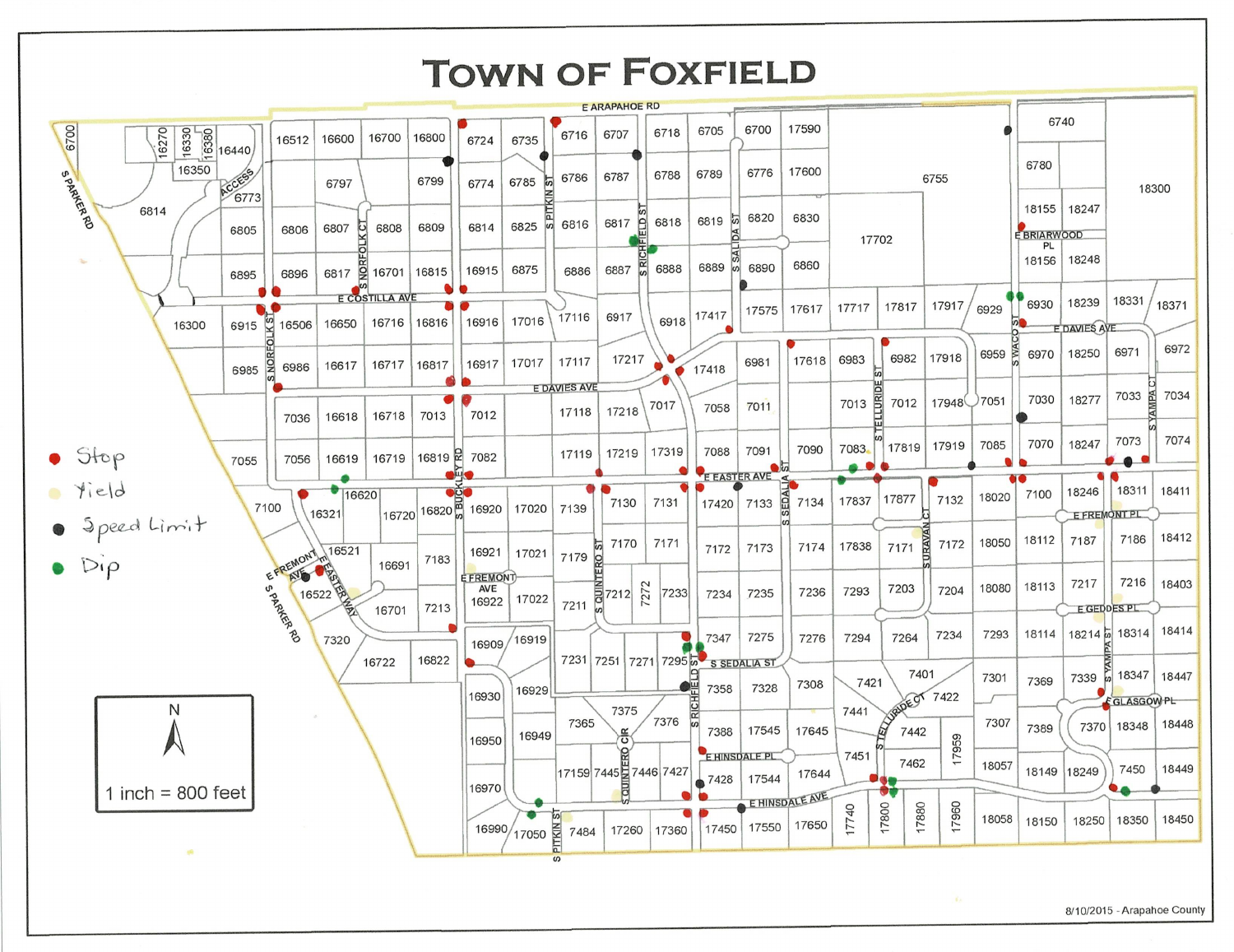# Town of Foxfield

Stop

Yield

Speed Limit

Dip

N

1 inch = 800 feet

8/10/2015 - Arapahoe County